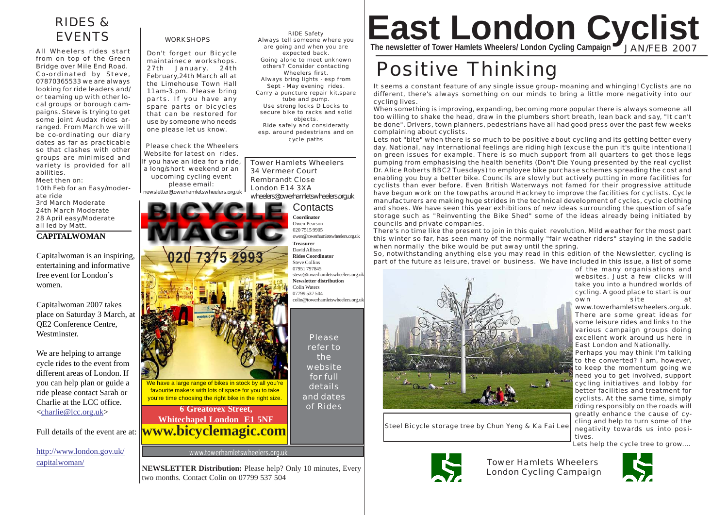# East London Cyclist

**The newsletter of Tower Hamlets Wheelers/ London Cycling Campaign** JAN/FEB 2007

## Positive Thinking

It seems a constant feature of any single issue group- moaning and whinging! Cyclists are no different, there's always something on our minds to bring a little more negativity into our cycling lives.

When something is improving, expanding, becoming more popular there is always someone all too willing to shake the head, draw in the plumbers short breath, lean back and say, "It can't be done". Drivers, town planners, pedestrians have all had good press over the past few weeks complaining about cyclists.

Lets not "bite" when there is so much to be positive about cycling and its getting better every day. National, nay International feelings are riding high (excuse the pun it's quite intentional) on green issues for example. There is so much support from all quarters to get those legs pumping from emphasising the health benefits (Don't Die Young presented by the real cyclist Dr. Alice Roberts BBC2 Tuesdays) to employee bike purchase schemes spreading the cost and enabling you buy a better bike. Councils are slowly but actively putting in more facilities for cyclists than ever before. Even British Waterways not famed for their progressive attitude have begun work on the towpaths around Hackney to improve the facilities for cyclists. Cycle manufacturers are making huge strides in the technical development of cycles, cycle clothing and shoes. We have seen this year exhibitions of new ideas surrounding the question of safe storage such as "Reinventing the Bike Shed" some of the ideas already being initiated by councils and private companies.

There's no time like the present to join in this quiet revolution. Mild weather for the most part this winter so far, has seen many of the normally "fair weather riders" staying in the saddle when normally the bike would be put away until the spring.

So, notwithstanding anything else you may read in this edition of the Newsletter, cycling is part of the future as leisure, travel or business. We have included in this issue, a list of some of the many organisations and websites. Just a few clicks will take you into a hundred worlds of cycling. A good place to start is our own site at www.towerhamletswheelers.org.uk. There are some great ideas for some leisure rides and links to the various campaign groups doing excellent work around us here in East London and Nationally.

Perhaps you may think I'm talking to the converted? I am, however, to keep the momentum going we need you to get involved, support cycling initiatives and lobby for better facilities and treatment for cyclists. At the same time, simply riding responsibly on the roads will greatly enhance the cause of cycling and help to turn some of the negativity towards us into positives.

Lets help the cycle tree to grow....

Steel Bicycle storage tree by Chun Yeng & Ka Fai Lee

Tower Hamlets Wheelers
London Cycling Campaign

## RIDES & EVENTS

All Wheelers rides start from on top of the Green Bridge over Mile End Road. Co-ordinated by Steve, 07870365533 we are always looking for ride leaders and/ or teaming up with other local groups or borough campaigns. Steve is trying to get some joint Audax rides arranged. From March we will be co-ordinating our diary dates as far as practicable so that clashes with other groups are minimised and variety is provided for all abilities.

Meet then on:

10th Feb for an Easy/moderate ride
3rd March Moderate
24th March Moderate
28 April easy/Moderate
all led by Matt.

### CAPITALWOMAN

Capitalwoman is an inspiring, entertaining and informative free event for London's women.

Capitalwoman 2007 takes place on Saturday 3 March, at QE2 Conference Centre, Westminster.

We are helping to arrange cycle rides to the event from different areas of London. If you can help plan or guide a ride please contact Sarah or Charlie at the LCC office. <charlie@lcc.org.uk>

Full details of the event are at:

http://www.london.gov.uk/capitalwoman/

### WORKSHOPS

Don't forget our Bicycle maintainece workshops. 27th January, 24th February,24th March all at the Limehouse Town Hall 11am-3.pm. Please bring parts. If you have any spare parts or bicycles that can be restored for use by someone who needs one please let us know.

Please check the Wheelers Website for latest on rides. If you have an idea for a ride, a long/short weekend or an upcoming cycling event please email: newsletter@towerhamletswheelers.org.uk

### RIDE Safety

Always tell someone where you are going and when you are expected back.
Going alone to meet unknown others? Consider contacting Wheelers first.
Always bring lights - esp from Sept - May evening rides.
Carry a puncture repair kit,spare tube and pump.
Use strong locks D Locks to secure bike to racks and solid objects.
Ride safely and considerately esp. around pedestrians and on cycle paths

Tower Hamlets Wheelers
34 Vermeer Court
Rembrandt Close
London E14 3XA
wheelers@towerhamletswheelers.org.uk

### BICYCLE MAGIC

020 7375 2993

We have a large range of bikes in stock by all you're favourite makers with lots of space for you to take you're time choosing the right bike in the right size.

**6 Greatorex Street, Whitechapel London E1 5NF**

**www.bicyclemagic.com**

### Contacts

**Coordinator**
Owen Pearson
020 7515 9905
owen@towerhamletswheelers.org.uk

**Treasurer**
David Allison

**Rides Coordinator**
Steve Collins
07951 797845
steve@towerhamletswheelers.org.uk

**Newsletter distribution**
Colin Waters
07799 537 504
colin@towerhamletswheelers.org.uk

Please refer to the website for full details and dates of Rides

www.towerhamletswheelers.org.uk

**NEWSLETTER Distribution:** Please help? Only 10 minutes, Every two months. Contact Colin on 07799 537 504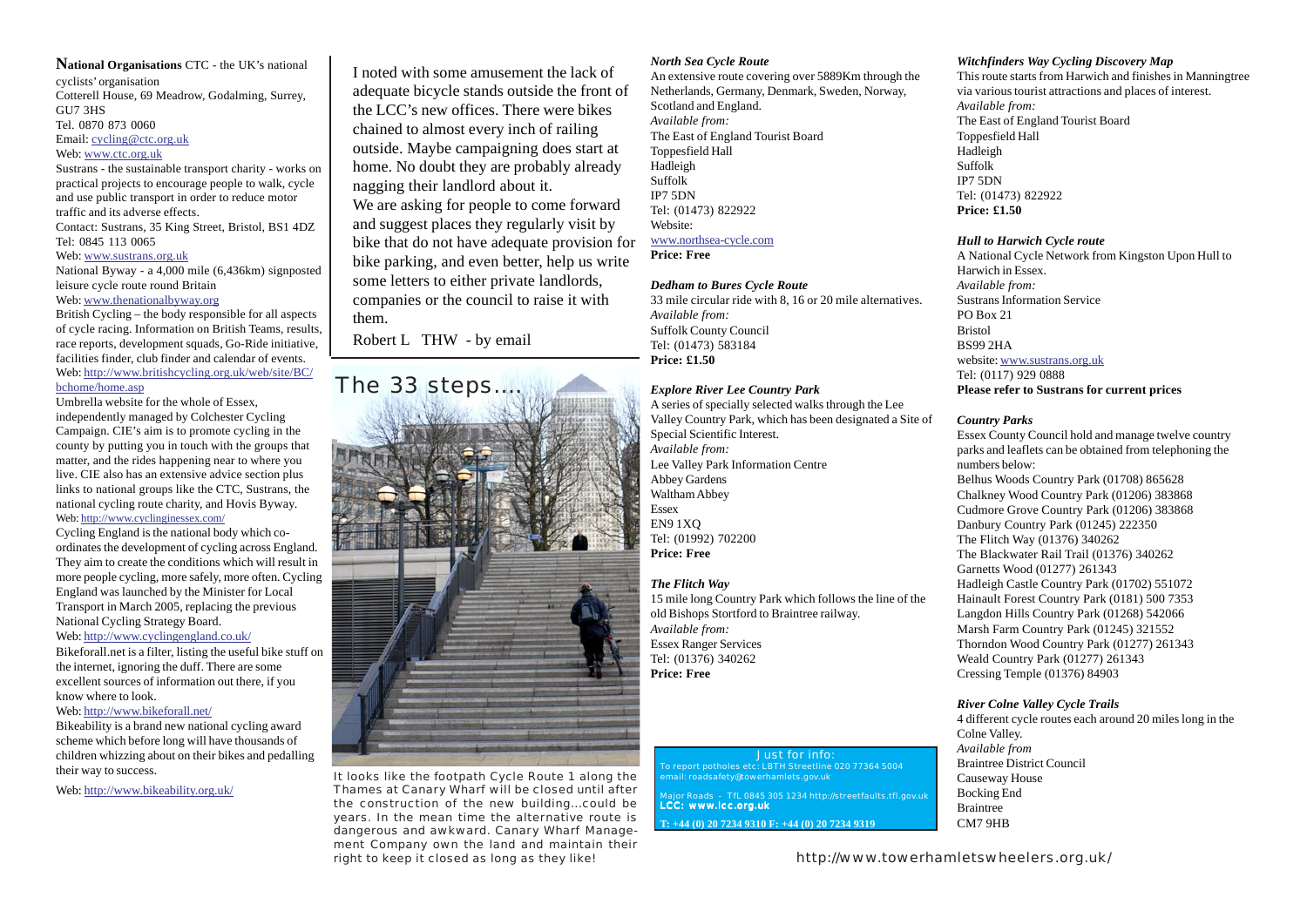**National Organisations** CTC - the UK's national cyclists' organisation
Cotterell House, 69 Meadrow, Godalming, Surrey, GU7 3HS
Tel. 0870 873 0060
Email: cycling@ctc.org.uk
Web: www.ctc.org.uk

Sustrans - the sustainable transport charity - works on practical projects to encourage people to walk, cycle and use public transport in order to reduce motor traffic and its adverse effects.
Contact: Sustrans, 35 King Street, Bristol, BS1 4DZ
Tel: 0845 113 0065
Web: www.sustrans.org.uk

National Byway - a 4,000 mile (6,436km) signposted leisure cycle route round Britain
Web: www.thenationalbyway.org

British Cycling – the body responsible for all aspects of cycle racing. Information on British Teams, results, race reports, development squads, Go-Ride initiative, facilities finder, club finder and calendar of events.
Web: http://www.britishcycling.org.uk/web/site/BC/bchome/home.asp

Umbrella website for the whole of Essex, independently managed by Colchester Cycling Campaign. CIE's aim is to promote cycling in the county by putting you in touch with the groups that matter, and the rides happening near to where you live. CIE also has an extensive advice section plus links to national groups like the CTC, Sustrans, the national cycling route charity, and Hovis Byway.
Web: http://www.cyclinginessex.com/

Cycling England is the national body which co-ordinates the development of cycling across England. They aim to create the conditions which will result in more people cycling, more safely, more often. Cycling England was launched by the Minister for Local Transport in March 2005, replacing the previous National Cycling Strategy Board.
Web: http://www.cyclingengland.co.uk/

Bikeforall.net is a filter, listing the useful bike stuff on the internet, ignoring the duff. There are some excellent sources of information out there, if you know where to look.
Web: http://www.bikeforall.net/

Bikeability is a brand new national cycling award scheme which before long will have thousands of children whizzing about on their bikes and pedalling their way to success.

Web: http://www.bikeability.org.uk/

I noted with some amusement the lack of adequate bicycle stands outside the front of the LCC's new offices. There were bikes chained to almost every inch of railing outside. Maybe campaigning does start at home. No doubt they are probably already nagging their landlord about it.
We are asking for people to come forward and suggest places they regularly visit by bike that do not have adequate provision for bike parking, and even better, help us write some letters to either private landlords, companies or the council to raise it with them.

Robert L THW - by email

## The 33 steps....

It looks like the footpath Cycle Route 1 along the Thames at Canary Wharf will be closed until after the construction of the new building...could be years. In the mean time the alternative route is dangerous and awkward. Canary Wharf Management Company own the land and maintain their right to keep it closed as long as they like!

***North Sea Cycle Route***
An extensive route covering over 5889Km through the Netherlands, Germany, Denmark, Sweden, Norway, Scotland and England.
*Available from:*
The East of England Tourist Board
Toppesfield Hall
Hadleigh
Suffolk
IP7 5DN
Tel: (01473) 822922
Website:
www.northsea-cycle.com
**Price: Free**

***Dedham to Bures Cycle Route***
33 mile circular ride with 8, 16 or 20 mile alternatives.
*Available from:*
Suffolk County Council
Tel: (01473) 583184
**Price: £1.50**

***Explore River Lee Country Park***
A series of specially selected walks through the Lee Valley Country Park, which has been designated a Site of Special Scientific Interest.
*Available from:*
Lee Valley Park Information Centre
Abbey Gardens
Waltham Abbey
Essex
EN9 1XQ
Tel: (01992) 702200
**Price: Free**

***The Flitch Way***
15 mile long Country Park which follows the line of the old Bishops Stortford to Braintree railway.
*Available from:*
Essex Ranger Services
Tel: (01376) 340262
**Price: Free**

Just for info:
To report potholes etc: LBTH Streetline 020 77364 5004 email: roadsafety@towerhamlets.gov.uk
Major Roads - TfL 0845 305 1234 http://streetfaults.tfl.gov.uk
**LCC: www.lcc.org.uk**
**T: +44 (0) 20 7234 9310 F: +44 (0) 20 7234 9319**

***Witchfinders Way Cycling Discovery Map***
This route starts from Harwich and finishes in Manningtree via various tourist attractions and places of interest.
*Available from:*
The East of England Tourist Board
Toppesfield Hall
Hadleigh
Suffolk
IP7 5DN
Tel: (01473) 822922
**Price: £1.50**

***Hull to Harwich Cycle route***
A National Cycle Network from Kingston Upon Hull to Harwich in Essex.
*Available from:*
Sustrans Information Service
PO Box 21
Bristol
BS99 2HA
website: www.sustrans.org.uk
Tel: (0117) 929 0888
**Please refer to Sustrans for current prices**

***Country Parks***
Essex County Council hold and manage twelve country parks and leaflets can be obtained from telephoning the numbers below:
Belhus Woods Country Park (01708) 865628
Chalkney Wood Country Park (01206) 383868
Cudmore Grove Country Park (01206) 383868
Danbury Country Park (01245) 222350
The Flitch Way (01376) 340262
The Blackwater Rail Trail (01376) 340262
Garnetts Wood (01277) 261343
Hadleigh Castle Country Park (01702) 551072
Hainault Forest Country Park (0181) 500 7353
Langdon Hills Country Park (01268) 542066
Marsh Farm Country Park (01245) 321552
Thorndon Wood Country Park (01277) 261343
Weald Country Park (01277) 261343
Cressing Temple (01376) 84903

***River Colne Valley Cycle Trails***
4 different cycle routes each around 20 miles long in the Colne Valley.
*Available from*
Braintree District Council
Causeway House
Bocking End
Braintree
CM7 9HB

http://www.towerhamletswheelers.org.uk/